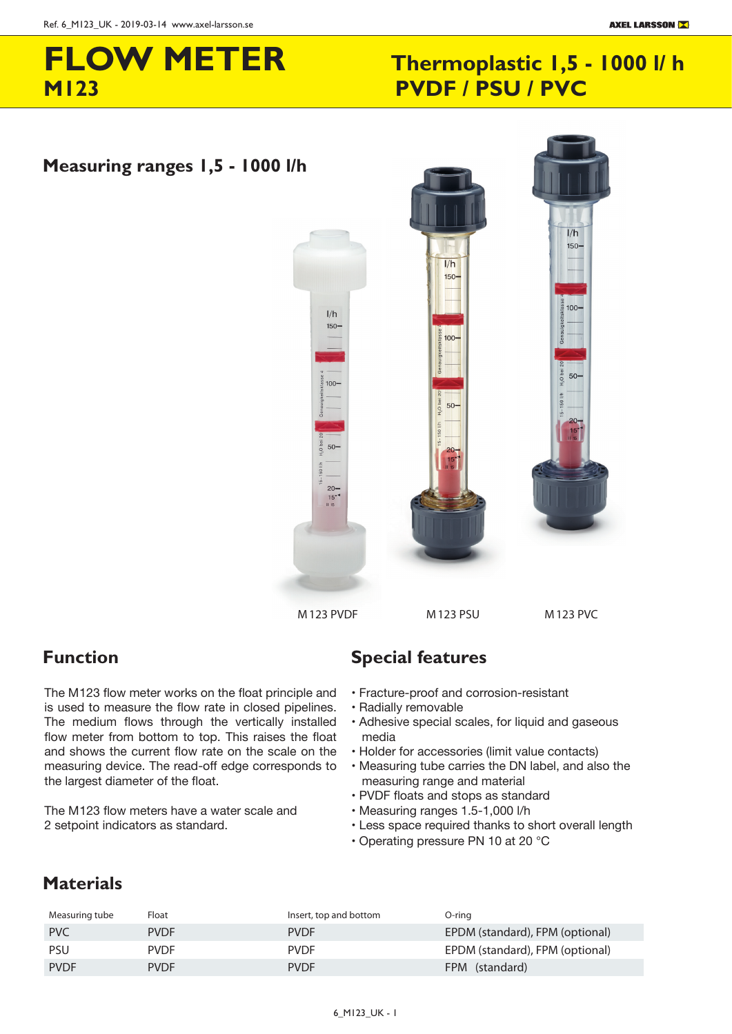# FLOW METER
## M123

## Thermoplastic 1,5 - 1000 l/ h
## PVDF / PSU / PVC

### Measuring ranges 1,5 - 1000 l/h

M 123 PVDF    M 123 PSU    M 123 PVC

### Function

The M123 flow meter works on the float principle and is used to measure the flow rate in closed pipelines. The medium flows through the vertically installed flow meter from bottom to top. This raises the float and shows the current flow rate on the scale on the measuring device. The read-off edge corresponds to the largest diameter of the float.

The M123 flow meters have a water scale and 2 setpoint indicators as standard.

### Special features

- Fracture-proof and corrosion-resistant
- Radially removable
- Adhesive special scales, for liquid and gaseous media
- Holder for accessories (limit value contacts)
- Measuring tube carries the DN label, and also the measuring range and material
- PVDF floats and stops as standard
- Measuring ranges 1.5-1,000 l/h
- Less space required thanks to short overall length
- Operating pressure PN 10 at 20 °C

### Materials

| Measuring tube | Float | Insert, top and bottom | O-ring |
|---|---|---|---|
| PVC | PVDF | PVDF | EPDM (standard), FPM (optional) |
| PSU | PVDF | PVDF | EPDM (standard), FPM (optional) |
| PVDF | PVDF | PVDF | FPM (standard) |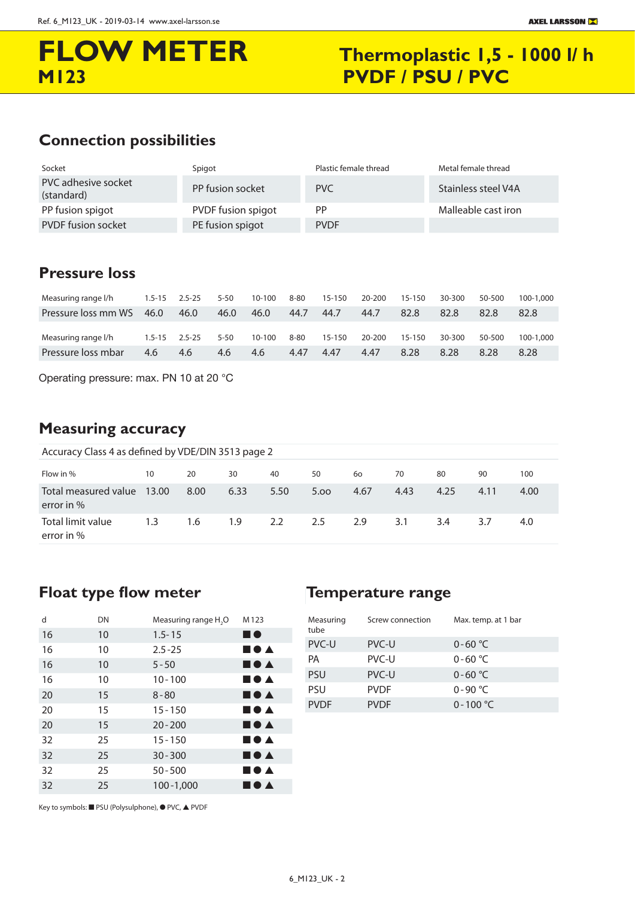# FLOW METER
## M123

## Thermoplastic 1,5 - 1000 l/ h PVDF / PSU / PVC

## Connection possibilities

| Socket | Spigot | Plastic female thread | Metal female thread |
|---|---|---|---|
| PVC adhesive socket (standard) | PP fusion socket | PVC | Stainless steel V4A |
| PP fusion spigot | PVDF fusion spigot | PP | Malleable cast iron |
| PVDF fusion socket | PE fusion spigot | PVDF | |

## Pressure loss

| Measuring range l/h | 1.5-15 | 2.5-25 | 5-50 | 10-100 | 8-80 | 15-150 | 20-200 | 15-150 | 30-300 | 50-500 | 100-1,000 |
|---|---|---|---|---|---|---|---|---|---|---|---|
| Pressure loss mm WS | 46.0 | 46.0 | 46.0 | 46.0 | 44.7 | 44.7 | 44.7 | 82.8 | 82.8 | 82.8 | 82.8 |

| Measuring range l/h | 1.5-15 | 2.5-25 | 5-50 | 10-100 | 8-80 | 15-150 | 20-200 | 15-150 | 30-300 | 50-500 | 100-1,000 |
|---|---|---|---|---|---|---|---|---|---|---|---|
| Pressure loss mbar | 4.6 | 4.6 | 4.6 | 4.6 | 4.47 | 4.47 | 4.47 | 8.28 | 8.28 | 8.28 | 8.28 |

Operating pressure: max. PN 10 at 20 °C

## Measuring accuracy

Accuracy Class 4 as defined by VDE/DIN 3513 page 2

| Flow in % | 10 | 20 | 30 | 40 | 50 | 6o | 70 | 80 | 90 | 100 |
|---|---|---|---|---|---|---|---|---|---|---|
| Total measured value error in % | 13.00 | 8.00 | 6.33 | 5.50 | 5.oo | 4.67 | 4.43 | 4.25 | 4.11 | 4.00 |
| Total limit value error in % | 1.3 | 1.6 | 1.9 | 2.2 | 2.5 | 2.9 | 3.1 | 3.4 | 3.7 | 4.0 |

## Float type flow meter

| d | DN | Measuring range $H_2O$ | M123 |
|---|---|---|---|
| 16 | 10 | 1.5-15 | ■ ● |
| 16 | 10 | 2.5-25 | ■ ● ▲ |
| 16 | 10 | 5-50 | ■ ● ▲ |
| 16 | 10 | 10-100 | ■ ● ▲ |
| 20 | 15 | 8-80 | ■ ● ▲ |
| 20 | 15 | 15-150 | ■ ● ▲ |
| 20 | 15 | 20-200 | ■ ● ▲ |
| 32 | 25 | 15-150 | ■ ● ▲ |
| 32 | 25 | 30-300 | ■ ● ▲ |
| 32 | 25 | 50-500 | ■ ● ▲ |
| 32 | 25 | 100-1,000 | ■ ● ▲ |

Key to symbols: ■ PSU (Polysulphone), ● PVC, ▲ PVDF

## Temperature range

| Measuring tube | Screw connection | Max. temp. at 1 bar |
|---|---|---|
| PVC-U | PVC-U | 0-60 °C |
| PA | PVC-U | 0-60 °C |
| PSU | PVC-U | 0-60 °C |
| PSU | PVDF | 0-90 °C |
| PVDF | PVDF | 0-100 °C |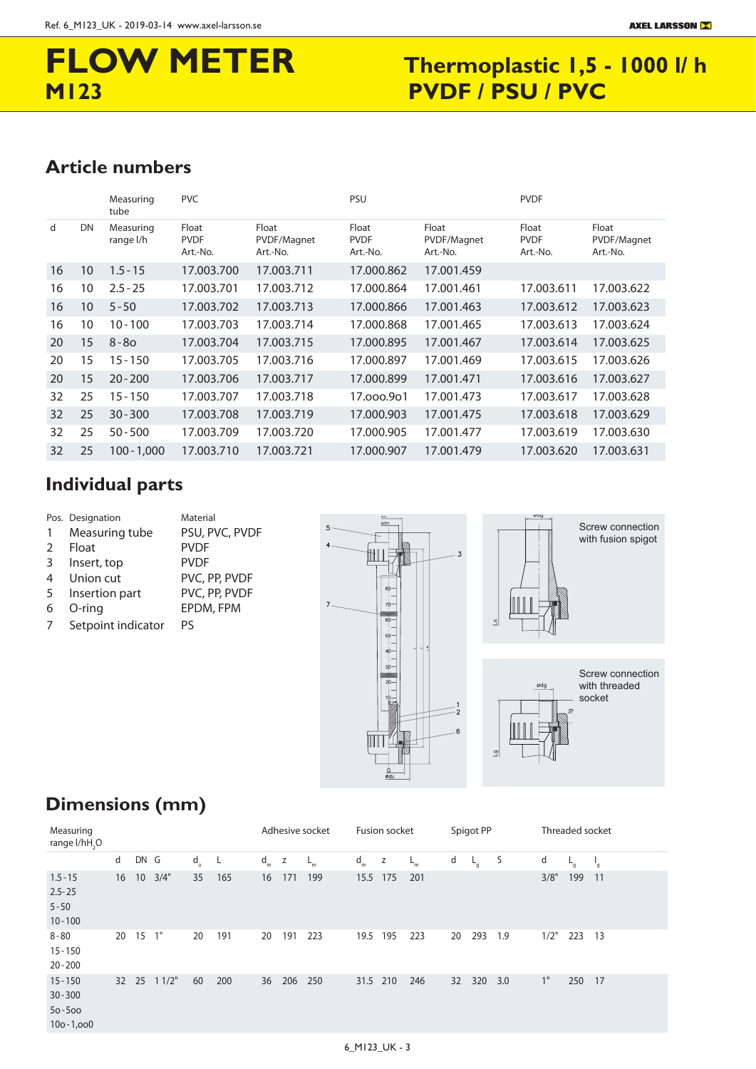# FLOW METER

## M123

## Thermoplastic 1,5 - 1000 l/ h PVDF / PSU / PVC

## Article numbers

| | | Measuring tube | PVC | | PSU | | PVDF | |
|---|---|---|---|---|---|---|---|---|
| d | DN | Measuring range l/h | Float PVDF Art.-No. | Float PVDF/Magnet Art.-No. | Float PVDF Art.-No. | Float PVDF/Magnet Art.-No. | Float PVDF Art.-No. | Float PVDF/Magnet Art.-No. |
| 16 | 10 | 1.5 - 15 | 17.003.700 | 17.003.711 | 17.000.862 | 17.001.459 | | |
| 16 | 10 | 2.5 - 25 | 17.003.701 | 17.003.712 | 17.000.864 | 17.001.461 | 17.003.611 | 17.003.622 |
| 16 | 10 | 5 - 50 | 17.003.702 | 17.003.713 | 17.000.866 | 17.001.463 | 17.003.612 | 17.003.623 |
| 16 | 10 | 10 - 100 | 17.003.703 | 17.003.714 | 17.000.868 | 17.001.465 | 17.003.613 | 17.003.624 |
| 20 | 15 | 8 - 8o | 17.003.704 | 17.003.715 | 17.000.895 | 17.001.467 | 17.003.614 | 17.003.625 |
| 20 | 15 | 15 - 150 | 17.003.705 | 17.003.716 | 17.000.897 | 17.001.469 | 17.003.615 | 17.003.626 |
| 20 | 15 | 20 - 200 | 17.003.706 | 17.003.717 | 17.000.899 | 17.001.471 | 17.003.616 | 17.003.627 |
| 32 | 25 | 15 - 150 | 17.003.707 | 17.003.718 | 17.ooo.9o1 | 17.001.473 | 17.003.617 | 17.003.628 |
| 32 | 25 | 30 - 300 | 17.003.708 | 17.003.719 | 17.000.903 | 17.001.475 | 17.003.618 | 17.003.629 |
| 32 | 25 | 50 - 500 | 17.003.709 | 17.003.720 | 17.000.905 | 17.001.477 | 17.003.619 | 17.003.630 |
| 32 | 25 | 100 - 1,000 | 17.003.710 | 17.003.721 | 17.000.907 | 17.001.479 | 17.003.620 | 17.003.631 |

## Individual parts

| Pos. | Designation | Material |
|---|---|---|
| 1 | Measuring tube | PSU, PVC, PVDF |
| 2 | Float | PVDF |
| 3 | Insert, top | PVDF |
| 4 | Union cut | PVC, PP, PVDF |
| 5 | Insertion part | PVC, PP, PVDF |
| 6 | O-ring | EPDM, FPM |
| 7 | Setpoint indicator | PS |

Screw connection with fusion spigot

Screw connection with threaded socket

## Dimensions (mm)

| Measuring range l/h$H_2O$ | | | | | | Adhesive socket | | | Fusion socket | | | Spigot PP | | | Threaded socket | | |
|---|---|---|---|---|---|---|---|---|---|---|---|---|---|---|---|---|---|
| | d | DN | G | $d_u$ | L | $d_m$ | z | $L_m$ | $d_m$ | z | $L_m$ | d | $L_g$ | S | d | $L_g$ | $l_g$ |
| 1.5 - 15<br>2.5 - 25<br>5 - 50<br>10 - 100 | 16 | 10 | 3/4" | 35 | 165 | 16 | 171 | 199 | 15.5 | 175 | 201 | | | | 3/8" | 199 | 11 |
| 8 - 80<br>15 - 150<br>20 - 200 | 20 | 15 | 1" | 20 | 191 | 20 | 191 | 223 | 19.5 | 195 | 223 | 20 | 293 | 1.9 | 1/2" | 223 | 13 |
| 15 - 150<br>30 - 300<br>5o - 5oo<br>10o - 1,oo0 | 32 | 25 | 1 1/2" | 60 | 200 | 36 | 206 | 250 | 31.5 | 210 | 246 | 32 | 320 | 3.0 | 1" | 250 | 17 |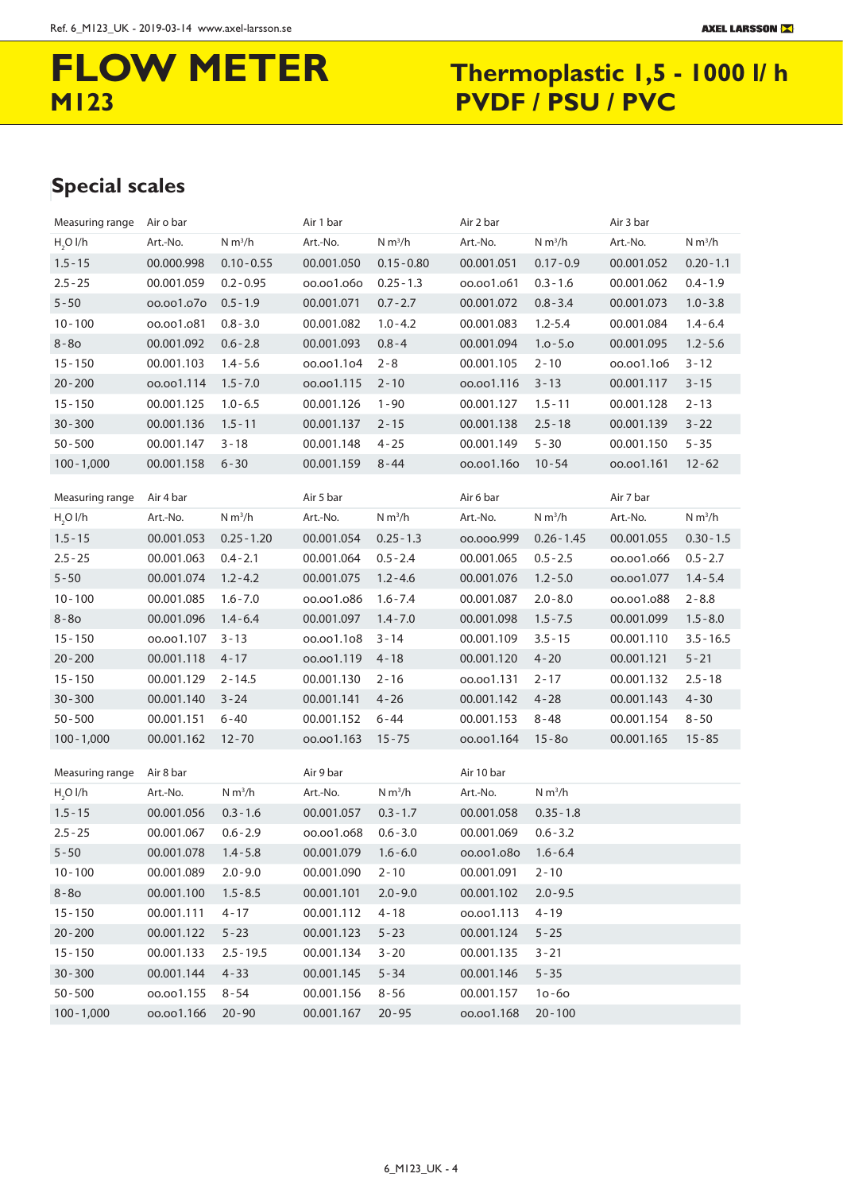# FLOW METER M123

## Thermoplastic 1,5 - 1000 l/ h PVDF / PSU / PVC

## Special scales

| Measuring range | Air o bar | | Air 1 bar | | Air 2 bar | | Air 3 bar | |
|---|---|---|---|---|---|---|---|---|
| $H_2O$ l/h | Art.-No. | N m³/h | Art.-No. | N m³/h | Art.-No. | N m³/h | Art.-No. | N m³/h |
| 1.5 - 15 | 00.000.998 | 0.10 - 0.55 | 00.001.050 | 0.15 - 0.80 | 00.001.051 | 0.17 - 0.9 | 00.001.052 | 0.20 - 1.1 |
| 2.5 - 25 | 00.001.059 | 0.2 - 0.95 | 00.001.060 | 0.25 - 1.3 | 00.001.061 | 0.3 - 1.6 | 00.001.062 | 0.4 - 1.9 |
| 5 - 50 | 00.001.070 | 0.5 - 1.9 | 00.001.071 | 0.7 - 2.7 | 00.001.072 | 0.8 - 3.4 | 00.001.073 | 1.0 - 3.8 |
| 10 - 100 | 00.001.081 | 0.8 - 3.0 | 00.001.082 | 1.0 - 4.2 | 00.001.083 | 1.2-5.4 | 00.001.084 | 1.4 - 6.4 |
| 8 - 80 | 00.001.092 | 0.6 - 2.8 | 00.001.093 | 0.8 - 4 | 00.001.094 | 1.0 - 5.0 | 00.001.095 | 1.2 - 5.6 |
| 15 - 150 | 00.001.103 | 1.4 - 5.6 | 00.001.104 | 2 - 8 | 00.001.105 | 2 - 10 | 00.001.106 | 3 - 12 |
| 20 - 200 | 00.001.114 | 1.5 - 7.0 | 00.001.115 | 2 - 10 | 00.001.116 | 3 - 13 | 00.001.117 | 3 - 15 |
| 15 - 150 | 00.001.125 | 1.0 - 6.5 | 00.001.126 | 1 - 90 | 00.001.127 | 1.5 - 11 | 00.001.128 | 2 - 13 |
| 30 - 300 | 00.001.136 | 1.5 - 11 | 00.001.137 | 2 - 15 | 00.001.138 | 2.5 - 18 | 00.001.139 | 3 - 22 |
| 50 - 500 | 00.001.147 | 3 - 18 | 00.001.148 | 4 - 25 | 00.001.149 | 5 - 30 | 00.001.150 | 5 - 35 |
| 100 - 1,000 | 00.001.158 | 6 - 30 | 00.001.159 | 8 - 44 | 00.001.160 | 10 - 54 | 00.001.161 | 12 - 62 |

| Measuring range | Air 4 bar | | Air 5 bar | | Air 6 bar | | Air 7 bar | |
|---|---|---|---|---|---|---|---|---|
| $H_2O$ l/h | Art.-No. | N m³/h | Art.-No. | N m³/h | Art.-No. | N m³/h | Art.-No. | N m³/h |
| 1.5 - 15 | 00.001.053 | 0.25 - 1.20 | 00.001.054 | 0.25 - 1.3 | 00.000.999 | 0.26 - 1.45 | 00.001.055 | 0.30 - 1.5 |
| 2.5 - 25 | 00.001.063 | 0.4 - 2.1 | 00.001.064 | 0.5 - 2.4 | 00.001.065 | 0.5 - 2.5 | 00.001.066 | 0.5 - 2.7 |
| 5 - 50 | 00.001.074 | 1.2 - 4.2 | 00.001.075 | 1.2 - 4.6 | 00.001.076 | 1.2 - 5.0 | 00.001.077 | 1.4 - 5.4 |
| 10 - 100 | 00.001.085 | 1.6 - 7.0 | 00.001.086 | 1.6 - 7.4 | 00.001.087 | 2.0 - 8.0 | 00.001.088 | 2 - 8.8 |
| 8 - 80 | 00.001.096 | 1.4 - 6.4 | 00.001.097 | 1.4 - 7.0 | 00.001.098 | 1.5 - 7.5 | 00.001.099 | 1.5 - 8.0 |
| 15 - 150 | 00.001.107 | 3 - 13 | 00.001.108 | 3 - 14 | 00.001.109 | 3.5 - 15 | 00.001.110 | 3.5 - 16.5 |
| 20 - 200 | 00.001.118 | 4 - 17 | 00.001.119 | 4 - 18 | 00.001.120 | 4 - 20 | 00.001.121 | 5 - 21 |
| 15 - 150 | 00.001.129 | 2 - 14.5 | 00.001.130 | 2 - 16 | 00.001.131 | 2 - 17 | 00.001.132 | 2.5 - 18 |
| 30 - 300 | 00.001.140 | 3 - 24 | 00.001.141 | 4 - 26 | 00.001.142 | 4 - 28 | 00.001.143 | 4 - 30 |
| 50 - 500 | 00.001.151 | 6 - 40 | 00.001.152 | 6 - 44 | 00.001.153 | 8 - 48 | 00.001.154 | 8 - 50 |
| 100 - 1,000 | 00.001.162 | 12 - 70 | 00.001.163 | 15 - 75 | 00.001.164 | 15 - 80 | 00.001.165 | 15 - 85 |

| Measuring range | Air 8 bar | | Air 9 bar | | Air 10 bar | |
|---|---|---|---|---|---|---|
| $H_2O$ l/h | Art.-No. | N m³/h | Art.-No. | N m³/h | Art.-No. | N m³/h |
| 1.5 - 15 | 00.001.056 | 0.3 - 1.6 | 00.001.057 | 0.3 - 1.7 | 00.001.058 | 0.35 - 1.8 |
| 2.5 - 25 | 00.001.067 | 0.6 - 2.9 | 00.001.068 | 0.6 - 3.0 | 00.001.069 | 0.6 - 3.2 |
| 5 - 50 | 00.001.078 | 1.4 - 5.8 | 00.001.079 | 1.6 - 6.0 | 00.001.080 | 1.6 - 6.4 |
| 10 - 100 | 00.001.089 | 2.0 - 9.0 | 00.001.090 | 2 - 10 | 00.001.091 | 2 - 10 |
| 8 - 80 | 00.001.100 | 1.5 - 8.5 | 00.001.101 | 2.0 - 9.0 | 00.001.102 | 2.0 - 9.5 |
| 15 - 150 | 00.001.111 | 4 - 17 | 00.001.112 | 4 - 18 | 00.001.113 | 4 - 19 |
| 20 - 200 | 00.001.122 | 5 - 23 | 00.001.123 | 5 - 23 | 00.001.124 | 5 - 25 |
| 15 - 150 | 00.001.133 | 2.5 - 19.5 | 00.001.134 | 3 - 20 | 00.001.135 | 3 - 21 |
| 30 - 300 | 00.001.144 | 4 - 33 | 00.001.145 | 5 - 34 | 00.001.146 | 5 - 35 |
| 50 - 500 | 00.001.155 | 8 - 54 | 00.001.156 | 8 - 56 | 00.001.157 | 10 - 60 |
| 100 - 1,000 | 00.001.166 | 20 - 90 | 00.001.167 | 20 - 95 | 00.001.168 | 20 - 100 |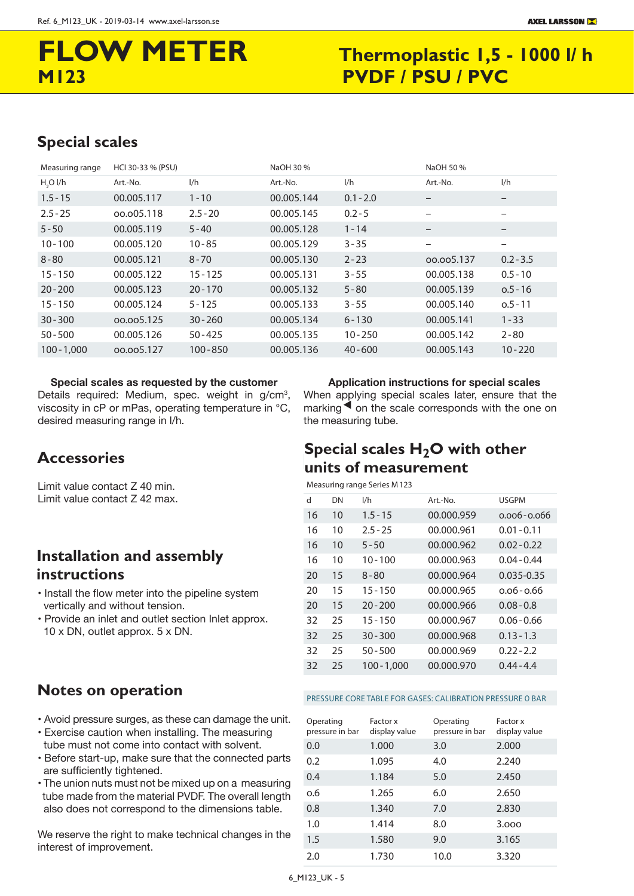# FLOW METER
## M123

## Thermoplastic 1,5 - 1000 l/ h PVDF / PSU / PVC

## Special scales

| Measuring range | HCl 30-33 % (PSU) | | NaOH 30 % | | NaOH 50 % | |
|---|---|---|---|---|---|---|
| $H_2O$ l/h | Art.-No. | l/h | Art.-No. | l/h | Art.-No. | l/h |
| 1.5 - 15 | 00.005.117 | 1 - 10 | 00.005.144 | 0.1 - 2.0 | – | – |
| 2.5 - 25 | 00.005.118 | 2.5 - 20 | 00.005.145 | 0.2 - 5 | – | – |
| 5 - 50 | 00.005.119 | 5 - 40 | 00.005.128 | 1 - 14 | – | – |
| 10 - 100 | 00.005.120 | 10 - 85 | 00.005.129 | 3 - 35 | – | – |
| 8 - 80 | 00.005.121 | 8 - 70 | 00.005.130 | 2 - 23 | 00.005.137 | 0.2 - 3.5 |
| 15 - 150 | 00.005.122 | 15 - 125 | 00.005.131 | 3 - 55 | 00.005.138 | 0.5 - 10 |
| 20 - 200 | 00.005.123 | 20 - 170 | 00.005.132 | 5 - 80 | 00.005.139 | 0.5 - 16 |
| 15 - 150 | 00.005.124 | 5 - 125 | 00.005.133 | 3 - 55 | 00.005.140 | 0.5 - 11 |
| 30 - 300 | 00.005.125 | 30 - 260 | 00.005.134 | 6 - 130 | 00.005.141 | 1 - 33 |
| 50 - 500 | 00.005.126 | 50 - 425 | 00.005.135 | 10 - 250 | 00.005.142 | 2 - 80 |
| 100 - 1,000 | 00.005.127 | 100 - 850 | 00.005.136 | 40 - 600 | 00.005.143 | 10 - 220 |

**Special scales as requested by the customer**

Details required: Medium, spec. weight in g/cm³, viscosity in cP or mPas, operating temperature in °C, desired measuring range in l/h.

**Application instructions for special scales**

When applying special scales later, ensure that the marking ◀ on the scale corresponds with the one on the measuring tube.

## Accessories

Limit value contact Z 40 min.
Limit value contact Z 42 max.

## Installation and assembly instructions

- Install the flow meter into the pipeline system vertically and without tension.
- Provide an inlet and outlet section Inlet approx. 10 x DN, outlet approx. 5 x DN.

## Notes on operation

- Avoid pressure surges, as these can damage the unit.
- Exercise caution when installing. The measuring tube must not come into contact with solvent.
- Before start-up, make sure that the connected parts are sufficiently tightened.
- The union nuts must not be mixed up on a measuring tube made from the material PVDF. The overall length also does not correspond to the dimensions table.

We reserve the right to make technical changes in the interest of improvement.

## Special scales $H_2O$ with other units of measurement

Measuring range Series M 123

| d | DN | l/h | Art.-No. | USGPM |
|---|---|---|---|---|
| 16 | 10 | 1.5 - 15 | 00.000.959 | 0.006 - 0.066 |
| 16 | 10 | 2.5 - 25 | 00.000.961 | 0.01 - 0.11 |
| 16 | 10 | 5 - 50 | 00.000.962 | 0.02 - 0.22 |
| 16 | 10 | 10 - 100 | 00.000.963 | 0.04 - 0.44 |
| 20 | 15 | 8 - 80 | 00.000.964 | 0.035-0.35 |
| 20 | 15 | 15 - 150 | 00.000.965 | 0.06 - 0.66 |
| 20 | 15 | 20 - 200 | 00.000.966 | 0.08 - 0.8 |
| 32 | 25 | 15 - 150 | 00.000.967 | 0.06 - 0.66 |
| 32 | 25 | 30 - 300 | 00.000.968 | 0.13 - 1.3 |
| 32 | 25 | 50 - 500 | 00.000.969 | 0.22 - 2.2 |
| 32 | 25 | 100 - 1,000 | 00.000.970 | 0.44 - 4.4 |

PRESSURE CORE TABLE FOR GASES: CALIBRATION PRESSURE 0 BAR

| Operating pressure in bar | Factor x display value | Operating pressure in bar | Factor x display value |
|---|---|---|---|
| 0.0 | 1.000 | 3.0 | 2.000 |
| 0.2 | 1.095 | 4.0 | 2.240 |
| 0.4 | 1.184 | 5.0 | 2.450 |
| 0.6 | 1.265 | 6.0 | 2.650 |
| 0.8 | 1.340 | 7.0 | 2.830 |
| 1.0 | 1.414 | 8.0 | 3.000 |
| 1.5 | 1.580 | 9.0 | 3.165 |
| 2.0 | 1.730 | 10.0 | 3.320 |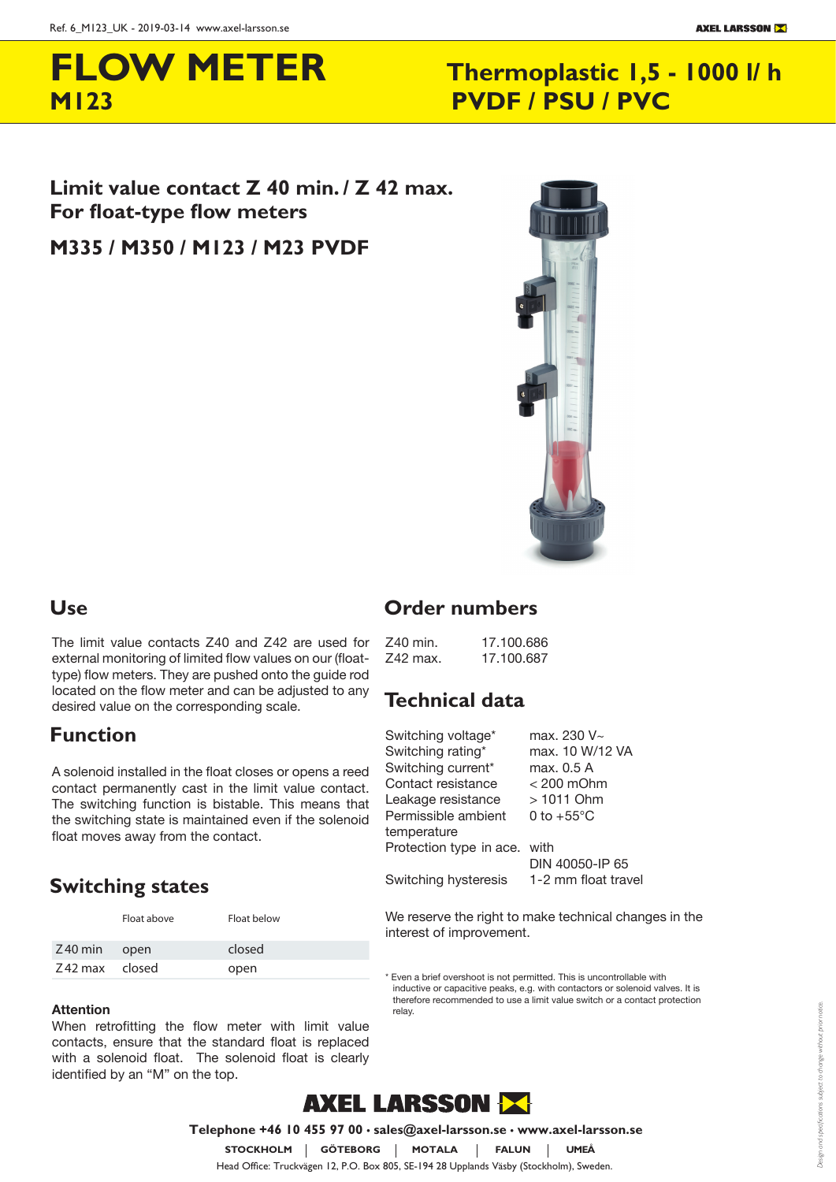# FLOW METER
## M123

## Thermoplastic 1,5 - 1000 l/ h
## PVDF / PSU / PVC

## Limit value contact Z 40 min. / Z 42 max.
## For float-type flow meters

## M335 / M350 / M123 / M23 PVDF

## Use

The limit value contacts Z40 and Z42 are used for external monitoring of limited flow values on our (float-type) flow meters. They are pushed onto the guide rod located on the flow meter and can be adjusted to any desired value on the corresponding scale.

## Function

A solenoid installed in the float closes or opens a reed contact permanently cast in the limit value contact. The switching function is bistable. This means that the switching state is maintained even if the solenoid float moves away from the contact.

## Switching states

| | Float above | Float below |
|---|---|---|
| Z40 min | open | closed |
| Z42 max | closed | open |

**Attention**
When retrofitting the flow meter with limit value contacts, ensure that the standard float is replaced with a solenoid float. The solenoid float is clearly identified by an “M” on the top.

## Order numbers

| | |
|---|---|
| Z40 min. | 17.100.686 |
| Z42 max. | 17.100.687 |

## Technical data

| | |
|---|---|
| Switching voltage* | max. 230 V~ |
| Switching rating* | max. 10 W/12 VA |
| Switching current* | max. 0.5 A |
| Contact resistance | < 200 mOhm |
| Leakage resistance | > 1011 Ohm |
| Permissible ambient temperature | 0 to +55°C |
| Protection type in ace. | with DIN 40050-IP 65 |
| Switching hysteresis | 1-2 mm float travel |

We reserve the right to make technical changes in the interest of improvement.

* Even a brief overshoot is not permitted. This is uncontrollable with inductive or capacitive peaks, e.g. with contactors or solenoid valves. It is therefore recommended to use a limit value switch or a contact protection relay.

**AXEL LARSSON**

**Telephone +46 10 455 97 00 · sales@axel-larsson.se · www.axel-larsson.se**

STOCKHOLM | GÖTEBORG | MOTALA | FALUN | UMEÅ

Head Office: Truckvägen 12, P.O. Box 805, SE-194 28 Upplands Väsby (Stockholm), Sweden.

*Design and specifications subject to change without prior notice.*